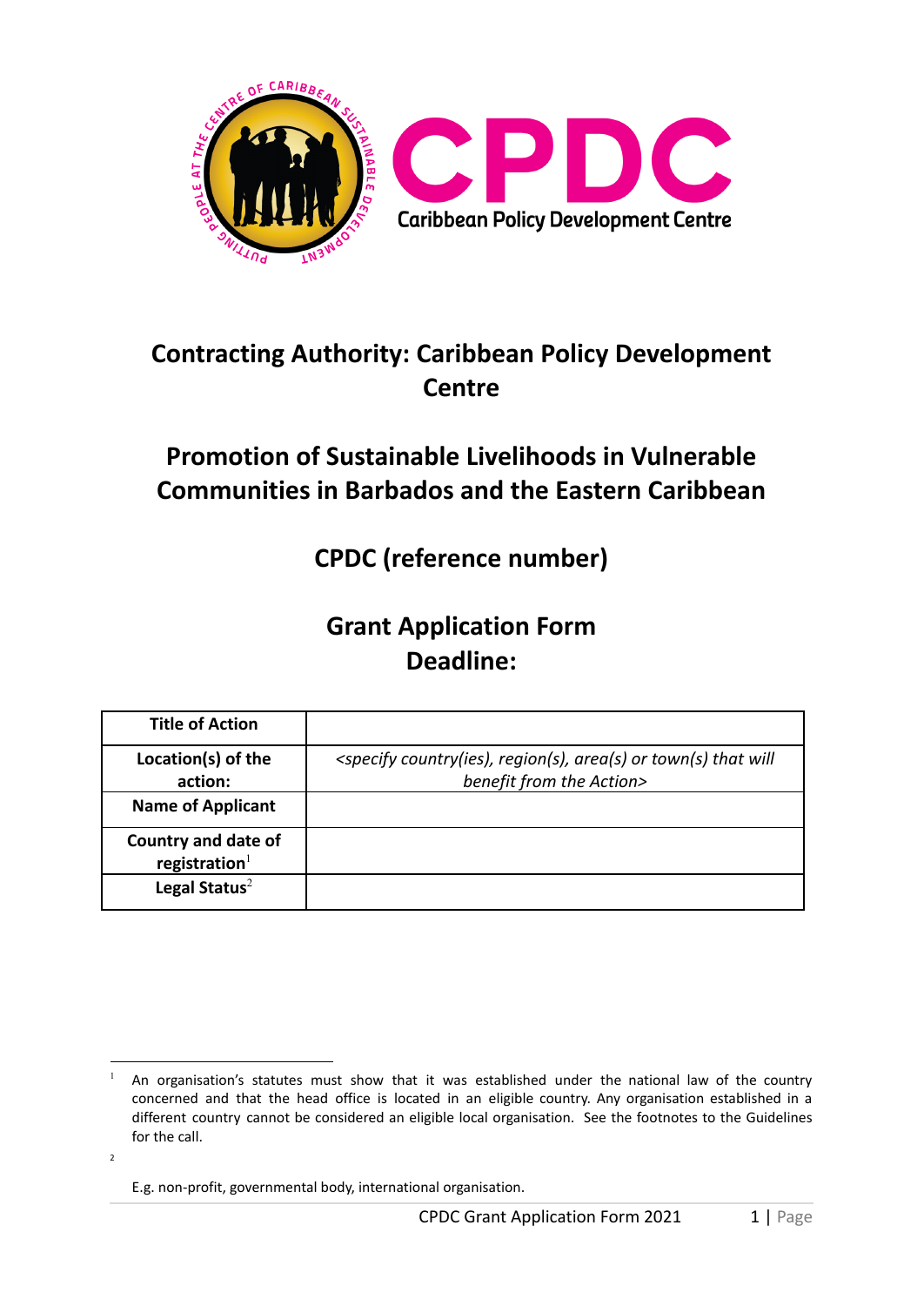CPDC

Caribbean Policy Development Centre

# Contracting Authority: Caribbean Policy Development Centre

# Promotion of Sustainable Livelihoods in Vulnerable Communities in Barbados and the Eastern Caribbean

## CPDC (reference number)

## Grant Application Form
## Deadline:

| Title of Action | |
|---|---|
| Location(s) of the action: | *<specify country(ies), region(s), area(s) or town(s) that will benefit from the Action>* |
| Name of Applicant | |
| Country and date of registration[1] | |
| Legal Status[2] | |

[1] An organisation's statutes must show that it was established under the national law of the country concerned and that the head office is located in an eligible country. Any organisation established in a different country cannot be considered an eligible local organisation. See the footnotes to the Guidelines for the call.

[2] E.g. non-profit, governmental body, international organisation.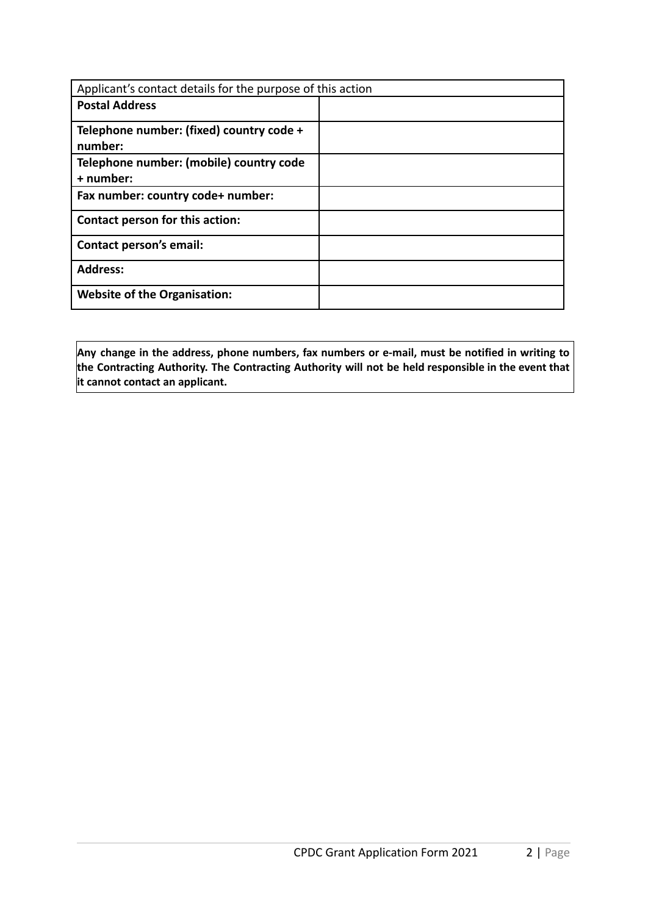| Applicant's contact details for the purpose of this action | |
|---|---|
| **Postal Address** | |
| **Telephone number: (fixed) country code + number:** | |
| **Telephone number: (mobile) country code + number:** | |
| **Fax number: country code+ number:** | |
| **Contact person for this action:** | |
| **Contact person's email:** | |
| **Address:** | |
| **Website of the Organisation:** | |

**Any change in the address, phone numbers, fax numbers or e-mail, must be notified in writing to the Contracting Authority. The Contracting Authority will not be held responsible in the event that it cannot contact an applicant.**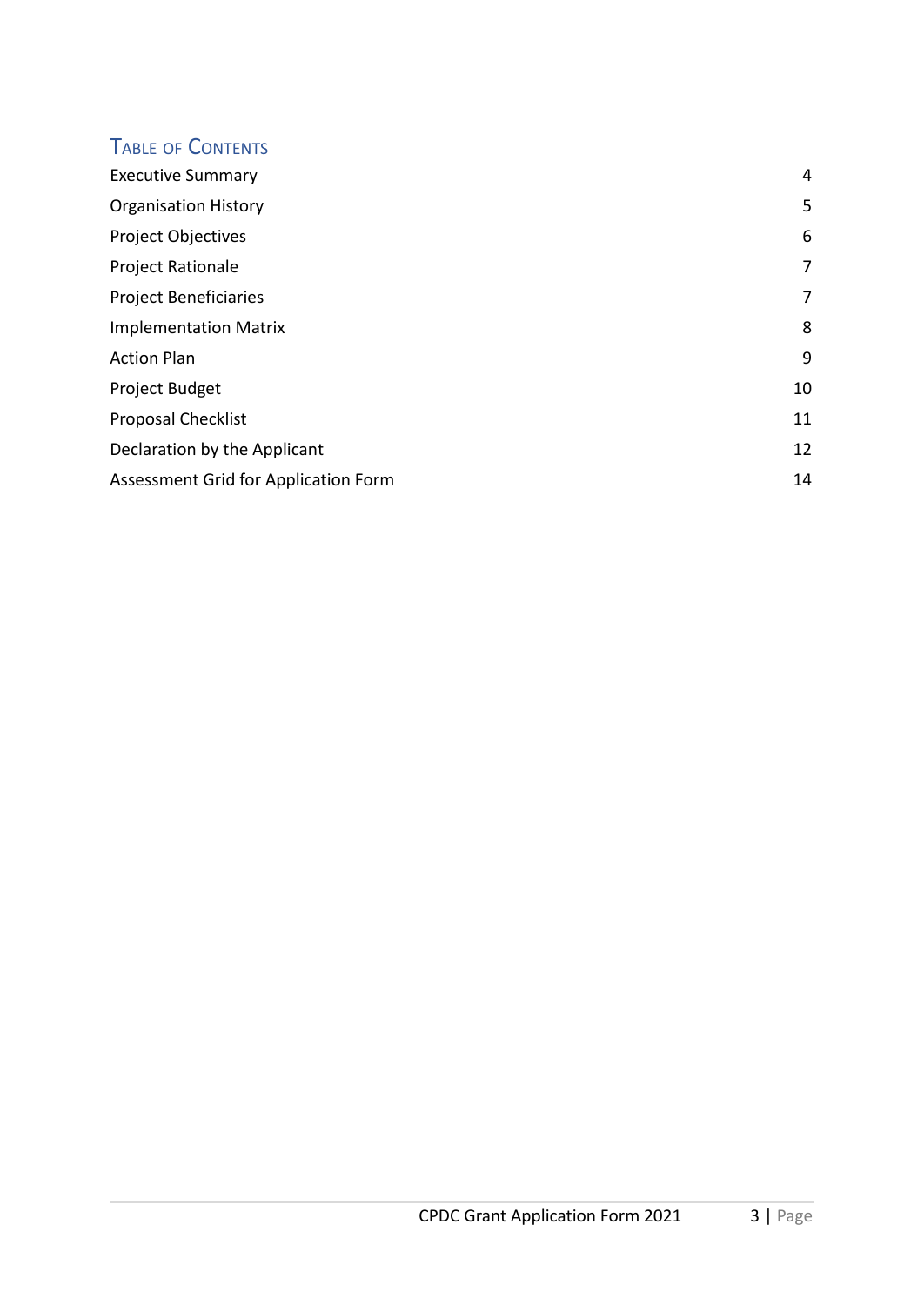## Table of Contents

| | |
|---|---|
| Executive Summary | 4 |
| Organisation History | 5 |
| Project Objectives | 6 |
| Project Rationale | 7 |
| Project Beneficiaries | 7 |
| Implementation Matrix | 8 |
| Action Plan | 9 |
| Project Budget | 10 |
| Proposal Checklist | 11 |
| Declaration by the Applicant | 12 |
| Assessment Grid for Application Form | 14 |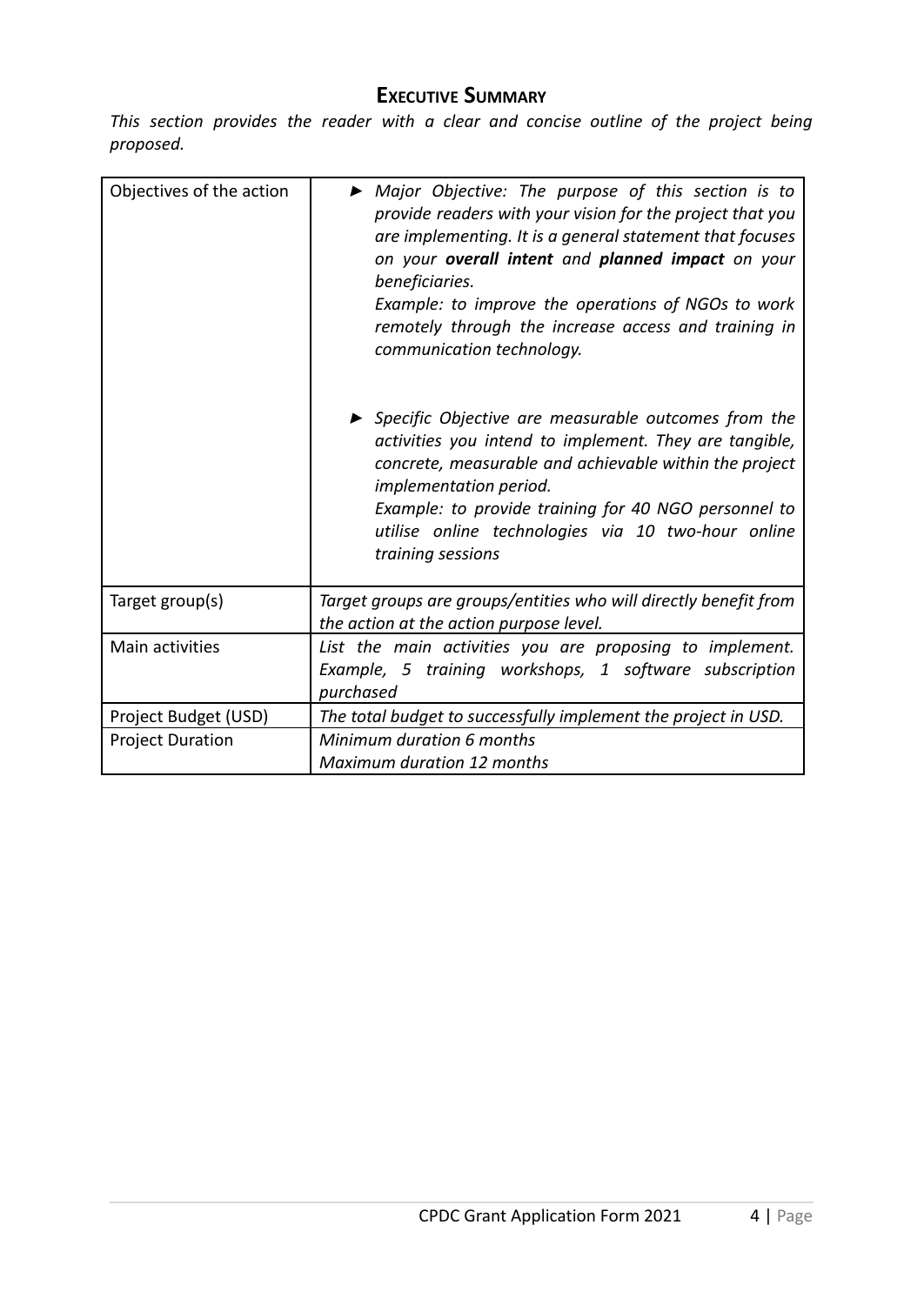## Executive Summary

*This section provides the reader with a clear and concise outline of the project being proposed.*

| | |
|---|---|
| Objectives of the action | ► *Major Objective: The purpose of this section is to provide readers with your vision for the project that you are implementing. It is a general statement that focuses on your **overall intent** and **planned impact** on your beneficiaries.*<br>*Example: to improve the operations of NGOs to work remotely through the increase access and training in communication technology.*<br><br>► *Specific Objective are measurable outcomes from the activities you intend to implement. They are tangible, concrete, measurable and achievable within the project implementation period.*<br>*Example: to provide training for 40 NGO personnel to utilise online technologies via 10 two-hour online training sessions* |
| Target group(s) | *Target groups are groups/entities who will directly benefit from the action at the action purpose level.* |
| Main activities | *List the main activities you are proposing to implement. Example, 5 training workshops, 1 software subscription purchased* |
| Project Budget (USD) | *The total budget to successfully implement the project in USD.* |
| Project Duration | *Minimum duration 6 months*<br>*Maximum duration 12 months* |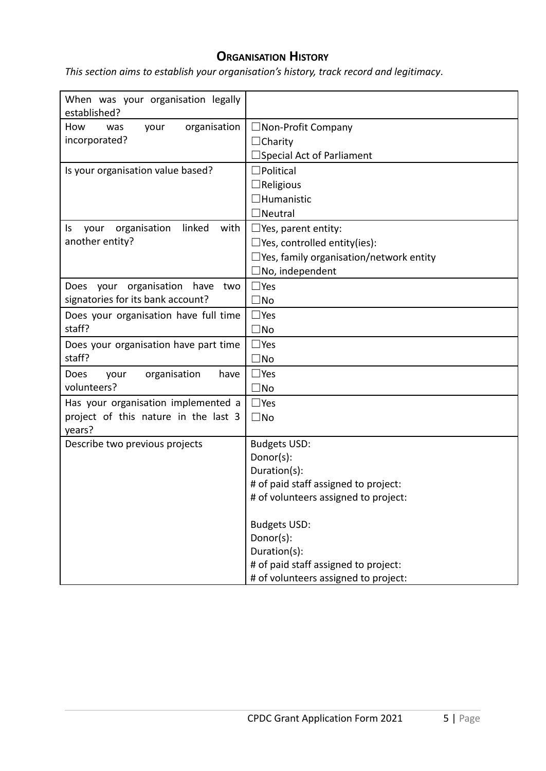## Organisation History

*This section aims to establish your organisation's history, track record and legitimacy.*

| | |
|---|---|
| When was your organisation legally established? | |
| How was your organisation incorporated? | ☐Non-Profit Company<br>☐Charity<br>☐Special Act of Parliament |
| Is your organisation value based? | ☐Political<br>☐Religious<br>☐Humanistic<br>☐Neutral |
| Is your organisation linked with another entity? | ☐Yes, parent entity:<br>☐Yes, controlled entity(ies):<br>☐Yes, family organisation/network entity<br>☐No, independent |
| Does your organisation have two signatories for its bank account? | ☐Yes<br>☐No |
| Does your organisation have full time staff? | ☐Yes<br>☐No |
| Does your organisation have part time staff? | ☐Yes<br>☐No |
| Does your organisation have volunteers? | ☐Yes<br>☐No |
| Has your organisation implemented a project of this nature in the last 3 years? | ☐Yes<br>☐No |
| Describe two previous projects | Budgets USD:<br>Donor(s):<br>Duration(s):<br># of paid staff assigned to project:<br># of volunteers assigned to project:<br><br>Budgets USD:<br>Donor(s):<br>Duration(s):<br># of paid staff assigned to project:<br># of volunteers assigned to project: |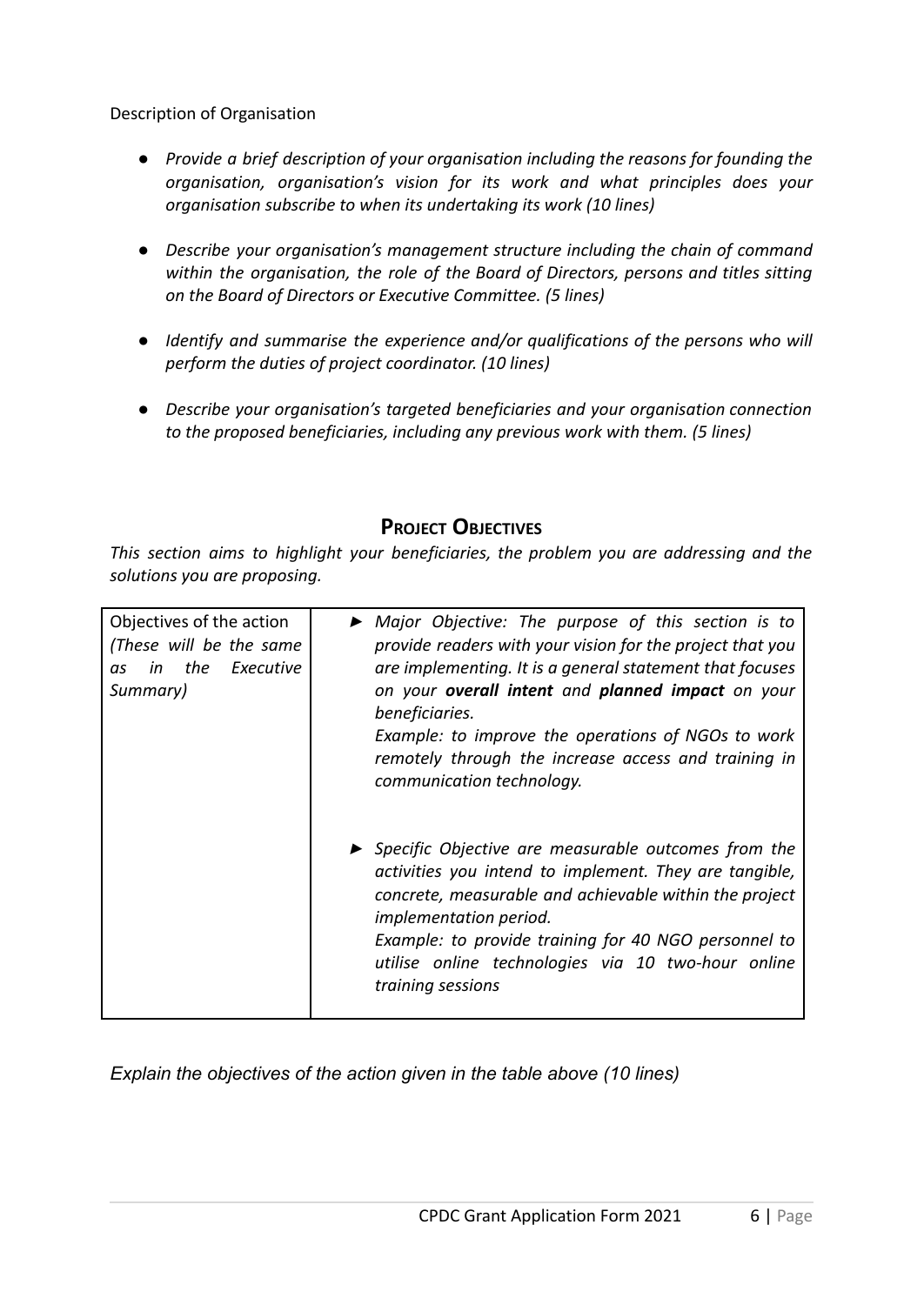Description of Organisation

- *Provide a brief description of your organisation including the reasons for founding the organisation, organisation's vision for its work and what principles does your organisation subscribe to when its undertaking its work (10 lines)*
- *Describe your organisation's management structure including the chain of command within the organisation, the role of the Board of Directors, persons and titles sitting on the Board of Directors or Executive Committee. (5 lines)*
- *Identify and summarise the experience and/or qualifications of the persons who will perform the duties of project coordinator. (10 lines)*
- *Describe your organisation's targeted beneficiaries and your organisation connection to the proposed beneficiaries, including any previous work with them. (5 lines)*

## PROJECT OBJECTIVES

*This section aims to highlight your beneficiaries, the problem you are addressing and the solutions you are proposing.*

| Objectives of the action *(These will be the same as in the Executive Summary)* | ► *Major Objective: The purpose of this section is to provide readers with your vision for the project that you are implementing. It is a general statement that focuses on your* ***overall intent*** *and* ***planned impact*** *on your beneficiaries.* <br> *Example: to improve the operations of NGOs to work remotely through the increase access and training in communication technology.* |
|---|---|
| | ► *Specific Objective are measurable outcomes from the activities you intend to implement. They are tangible, concrete, measurable and achievable within the project implementation period.* <br> *Example: to provide training for 40 NGO personnel to utilise online technologies via 10 two-hour online training sessions* |

*Explain the objectives of the action given in the table above (10 lines)*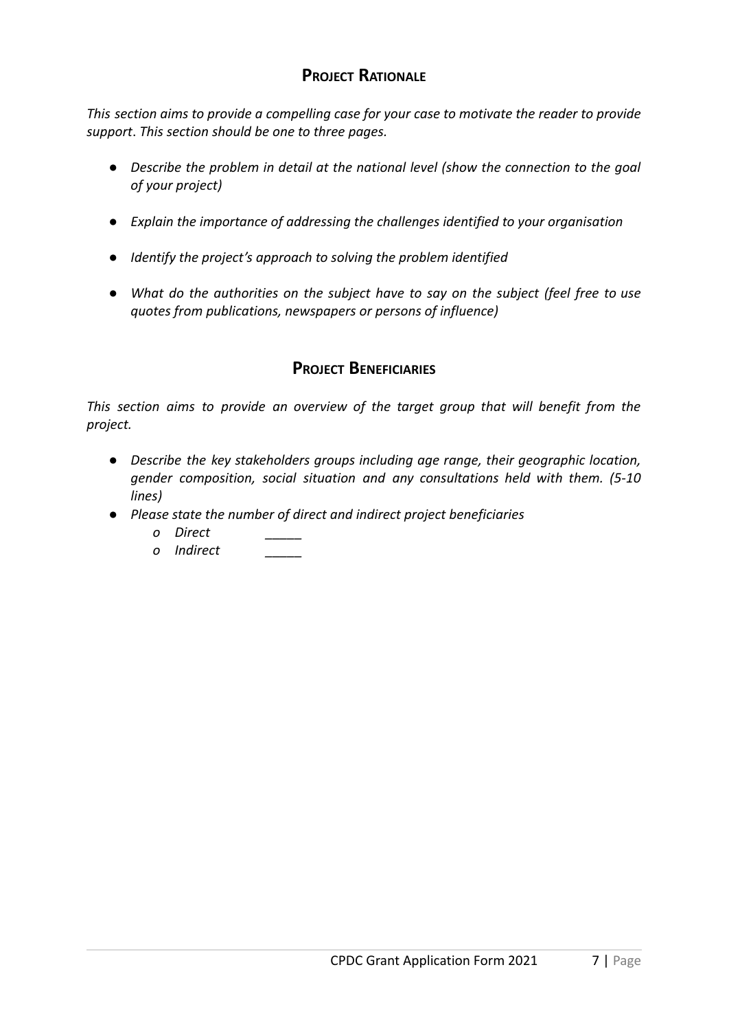## PROJECT RATIONALE

*This section aims to provide a compelling case for your case to motivate the reader to provide support. This section should be one to three pages.*

- *Describe the problem in detail at the national level (show the connection to the goal of your project)*
- *Explain the importance of addressing the challenges identified to your organisation*
- *Identify the project's approach to solving the problem identified*
- *What do the authorities on the subject have to say on the subject (feel free to use quotes from publications, newspapers or persons of influence)*

## PROJECT BENEFICIARIES

*This section aims to provide an overview of the target group that will benefit from the project.*

- *Describe the key stakeholders groups including age range, their geographic location, gender composition, social situation and any consultations held with them. (5-10 lines)*
- *Please state the number of direct and indirect project beneficiaries*
  - o *Direct* _____
  - o *Indirect* _____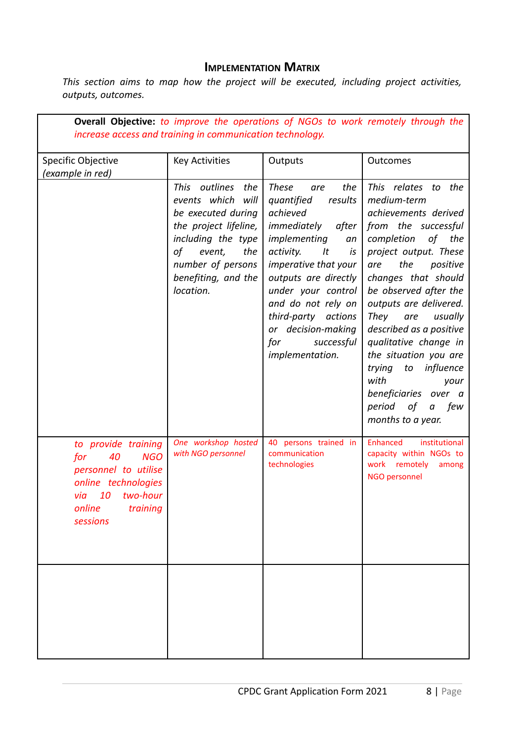## Implementation Matrix

*This section aims to map how the project will be executed, including project activities, outputs, outcomes.*

| **Overall Objective:** *to improve the operations of NGOs to work remotely through the increase access and training in communication technology.* | | | |
|---|---|---|---|
| Specific Objective *(example in red)* | Key Activities | Outputs | Outcomes |
| | *This outlines the events which will be executed during the project lifeline, including the type of event, the number of persons benefiting, and the location.* | *These are the quantified results achieved immediately after implementing an activity. It is imperative that your outputs are directly under your control and do not rely on third-party actions or decision-making for successful implementation.* | *This relates to the medium-term achievements derived from the successful completion of the project output. These are the positive changes that should be observed after the outputs are delivered. They are usually described as a positive qualitative change in the situation you are trying to influence with your beneficiaries over a period of a few months to a year.* |
| *to provide training for 40 NGO personnel to utilise online technologies via 10 two-hour online training sessions* | *One workshop hosted with NGO personnel* | 40 persons trained in communication technologies | Enhanced institutional capacity within NGOs to work remotely among NGO personnel |
| | | | |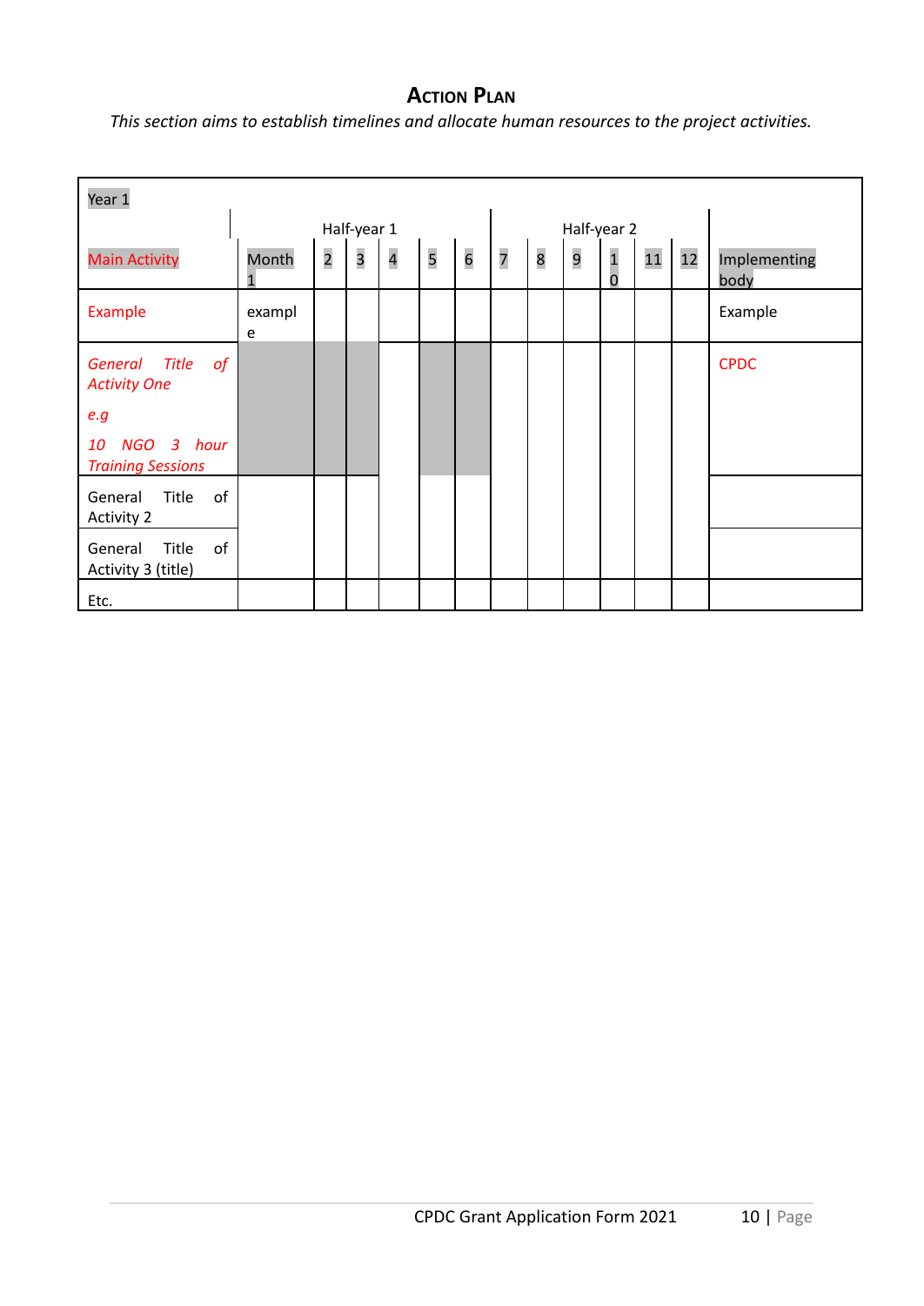## Action Plan

*This section aims to establish timelines and allocate human resources to the project activities.*

| Year 1 | | | | | | | | | | | | | |
|---|---|---|---|---|---|---|---|---|---|---|---|---|---|
| | Half-year 1 | | | | | | Half-year 2 | | | | | | |
| Main Activity | Month 1 | 2 | 3 | 4 | 5 | 6 | 7 | 8 | 9 | 10 | 11 | 12 | Implementing body |
| Example | example | | | | | | | | | | | | Example |
| *General Title of Activity One*<br>*e.g*<br>*10 NGO 3 hour Training Sessions* | | | | | | | | | | | | | CPDC |
| General Title of Activity 2 | | | | | | | | | | | | | |
| General Title of Activity 3 (title) | | | | | | | | | | | | | |
| Etc. | | | | | | | | | | | | | |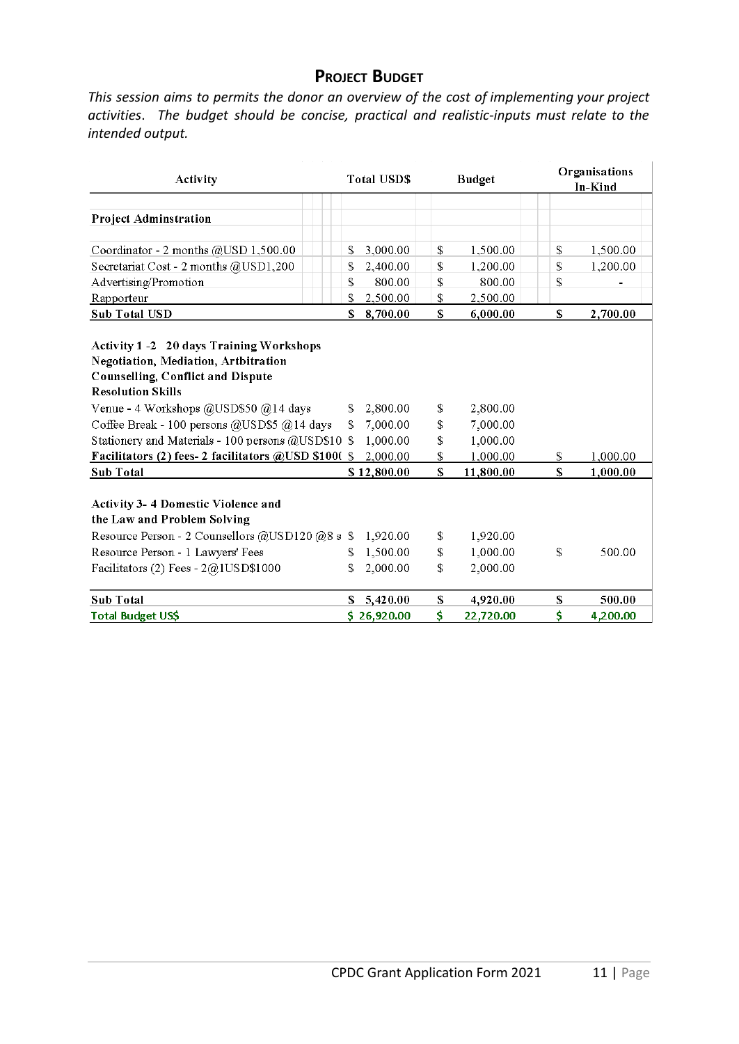## PROJECT BUDGET

*This session aims to permits the donor an overview of the cost of implementing your project activities. The budget should be concise, practical and realistic-inputs must relate to the intended output.*

| Activity | Total USD$ | Budget | Organisations In-Kind |
|---|---|---|---|
| **Project Adminstration** | | | |
| Coordinator - 2 months @USD 1,500.00 | $ 3,000.00 | $ 1,500.00 | $ 1,500.00 |
| Secretariat Cost - 2 months @USD1,200 | $ 2,400.00 | $ 1,200.00 | $ 1,200.00 |
| Advertising/Promotion | $ 800.00 | $ 800.00 | $ - |
| Rapporteur | $ 2,500.00 | $ 2,500.00 | |
| **Sub Total USD** | **$ 8,700.00** | **$ 6,000.00** | **$ 2,700.00** |
| **Activity 1 -2 20 days Training Workshops Negotiation, Mediation, Artbitration Counselling, Conflict and Dispute Resolution Skills** | | | |
| Venue - 4 Workshops @USD$50 @14 days | $ 2,800.00 | $ 2,800.00 | |
| Coffee Break - 100 persons @USD$5 @14 days | $ 7,000.00 | $ 7,000.00 | |
| Stationery and Materials - 100 persons @USD$10 | $ 1,000.00 | $ 1,000.00 | |
| **Facilitators (2) fees- 2 facilitators @USD $100(** | $ 2,000.00 | $ 1,000.00 | $ 1,000.00 |
| **Sub Total** | **$ 12,800.00** | **$ 11,800.00** | **$ 1,000.00** |
| **Activity 3- 4 Domestic Violence and the Law and Problem Solving** | | | |
| Resource Person - 2 Counsellors @USD120 @8 s | $ 1,920.00 | $ 1,920.00 | |
| Resource Person - 1 Lawyers' Fees | $ 1,500.00 | $ 1,000.00 | $ 500.00 |
| Facilitators (2) Fees - 2@1USD$1000 | $ 2,000.00 | $ 2,000.00 | |
| **Sub Total** | **$ 5,420.00** | **$ 4,920.00** | **$ 500.00** |
| **Total Budget US$** | **$ 26,920.00** | **$ 22,720.00** | **$ 4,200.00** |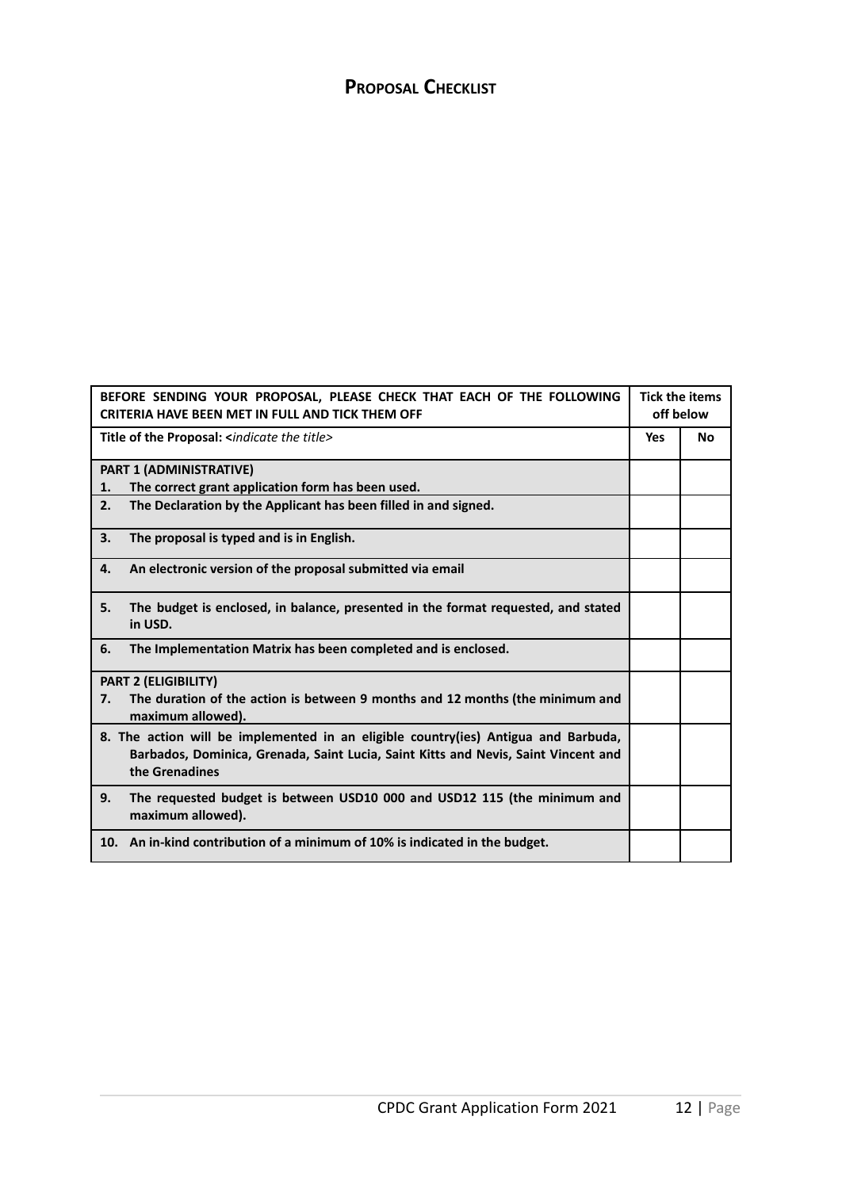## PROPOSAL CHECKLIST

| **BEFORE SENDING YOUR PROPOSAL, PLEASE CHECK THAT EACH OF THE FOLLOWING CRITERIA HAVE BEEN MET IN FULL AND TICK THEM OFF** | **Tick the items off below** | |
|---|---|---|
| **Title of the Proposal: <*indicate the title*>** | **Yes** | **No** |
| **PART 1 (ADMINISTRATIVE)**<br>**1. The correct grant application form has been used.** | | |
| **2. The Declaration by the Applicant has been filled in and signed.** | | |
| **3. The proposal is typed and is in English.** | | |
| **4. An electronic version of the proposal submitted via email** | | |
| **5. The budget is enclosed, in balance, presented in the format requested, and stated in USD.** | | |
| **6. The Implementation Matrix has been completed and is enclosed.** | | |
| **PART 2 (ELIGIBILITY)**<br>**7. The duration of the action is between 9 months and 12 months (the minimum and maximum allowed).** | | |
| **8. The action will be implemented in an eligible country(ies) Antigua and Barbuda, Barbados, Dominica, Grenada, Saint Lucia, Saint Kitts and Nevis, Saint Vincent and the Grenadines** | | |
| **9. The requested budget is between USD10 000 and USD12 115 (the minimum and maximum allowed).** | | |
| **10. An in-kind contribution of a minimum of 10% is indicated in the budget.** | | |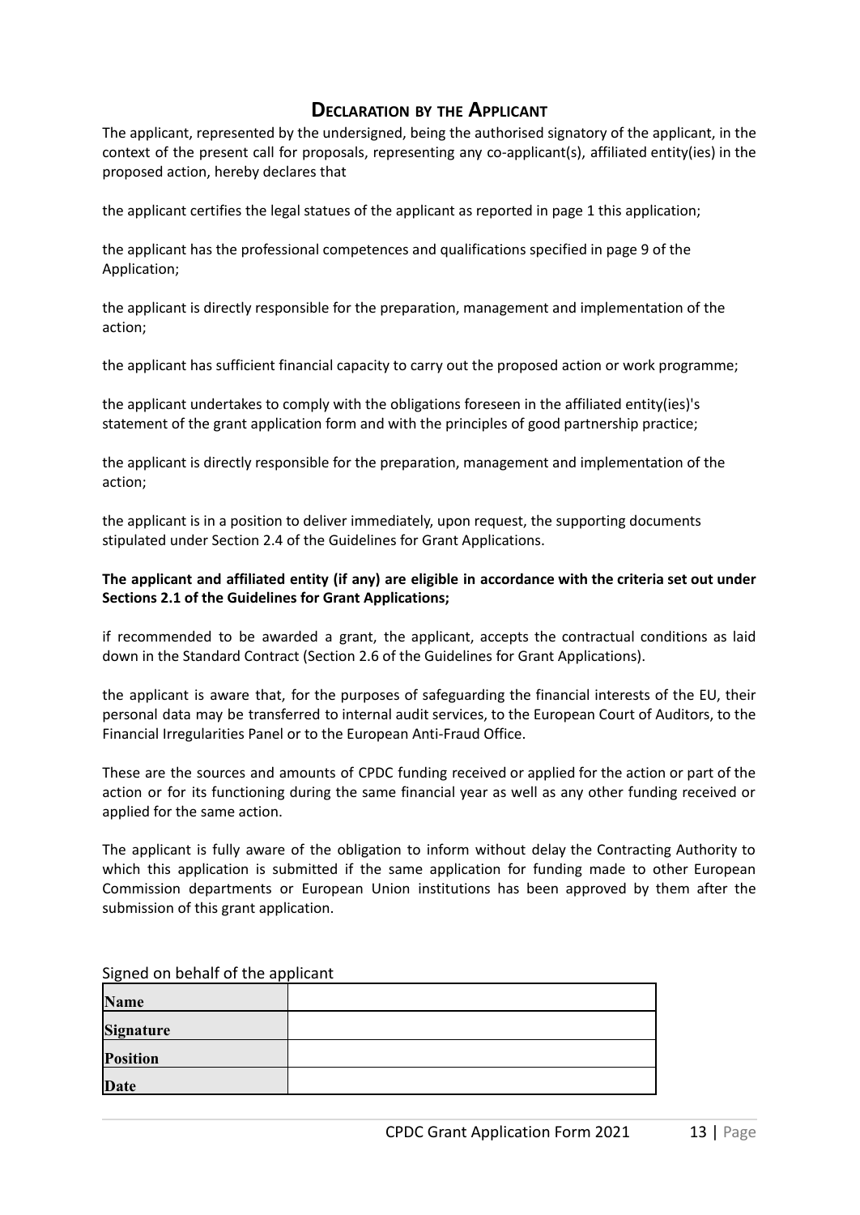## Declaration by the Applicant

The applicant, represented by the undersigned, being the authorised signatory of the applicant, in the context of the present call for proposals, representing any co-applicant(s), affiliated entity(ies) in the proposed action, hereby declares that

the applicant certifies the legal statues of the applicant as reported in page 1 this application;

the applicant has the professional competences and qualifications specified in page 9 of the Application;

the applicant is directly responsible for the preparation, management and implementation of the action;

the applicant has sufficient financial capacity to carry out the proposed action or work programme;

the applicant undertakes to comply with the obligations foreseen in the affiliated entity(ies)'s statement of the grant application form and with the principles of good partnership practice;

the applicant is directly responsible for the preparation, management and implementation of the action;

the applicant is in a position to deliver immediately, upon request, the supporting documents stipulated under Section 2.4 of the Guidelines for Grant Applications.

**The applicant and affiliated entity (if any) are eligible in accordance with the criteria set out under Sections 2.1 of the Guidelines for Grant Applications;**

if recommended to be awarded a grant, the applicant, accepts the contractual conditions as laid down in the Standard Contract (Section 2.6 of the Guidelines for Grant Applications).

the applicant is aware that, for the purposes of safeguarding the financial interests of the EU, their personal data may be transferred to internal audit services, to the European Court of Auditors, to the Financial Irregularities Panel or to the European Anti-Fraud Office.

These are the sources and amounts of CPDC funding received or applied for the action or part of the action or for its functioning during the same financial year as well as any other funding received or applied for the same action.

The applicant is fully aware of the obligation to inform without delay the Contracting Authority to which this application is submitted if the same application for funding made to other European Commission departments or European Union institutions has been approved by them after the submission of this grant application.

Signed on behalf of the applicant

| | |
|---|---|
| **Name** | |
| **Signature** | |
| **Position** | |
| **Date** | |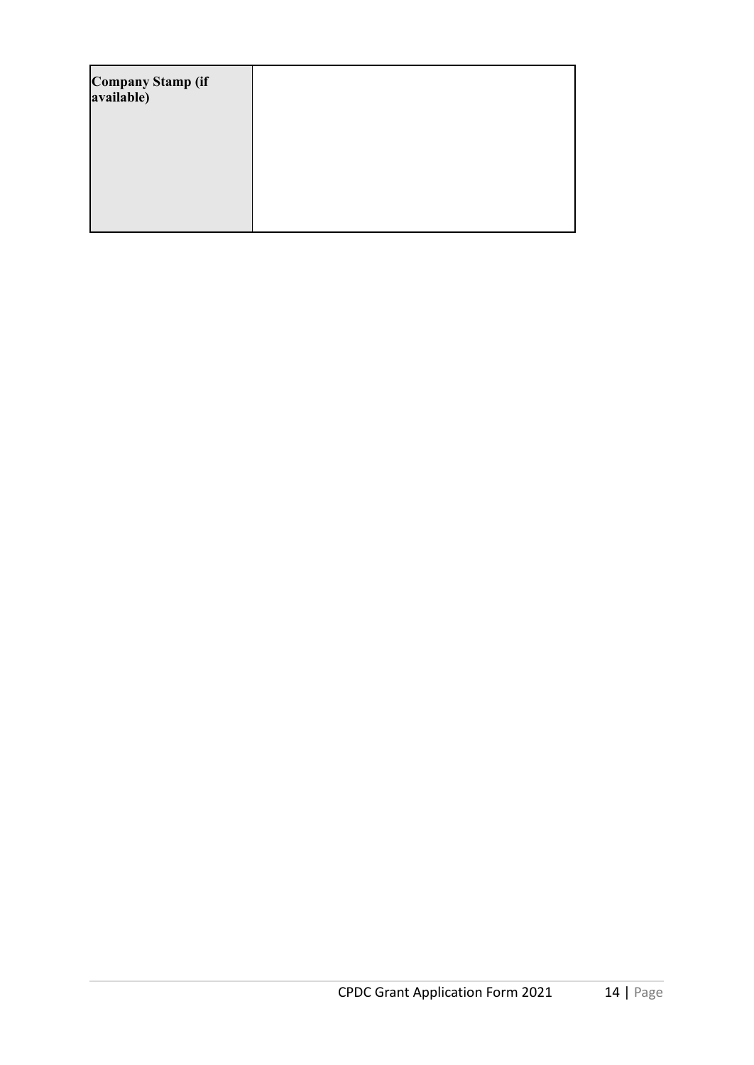| **Company Stamp (if available)** | |
|---|---|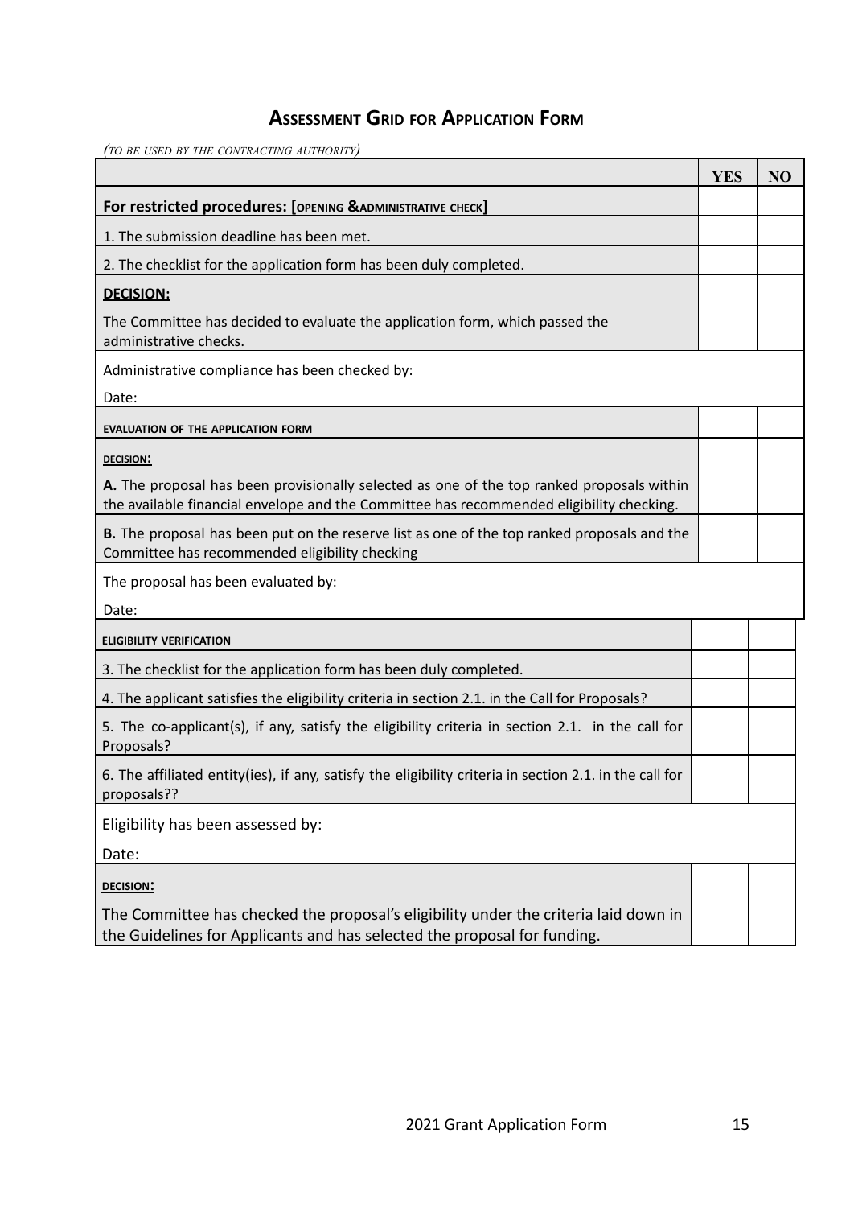## Assessment Grid for Application Form

*(to be used by the contracting authority)*

| | YES | NO |
|---|---|---|
| **For restricted procedures: [opening & administrative check]** | | |
| 1. The submission deadline has been met. | | |
| 2. The checklist for the application form has been duly completed. | | |
| **DECISION:** The Committee has decided to evaluate the application form, which passed the administrative checks. | | |
| Administrative compliance has been checked by: Date: | | |
| **EVALUATION OF THE APPLICATION FORM** | | |
| **DECISION:** **A.** The proposal has been provisionally selected as one of the top ranked proposals within the available financial envelope and the Committee has recommended eligibility checking. | | |
| **B.** The proposal has been put on the reserve list as one of the top ranked proposals and the Committee has recommended eligibility checking | | |
| The proposal has been evaluated by: Date: | | |
| **ELIGIBILITY VERIFICATION** | | |
| 3. The checklist for the application form has been duly completed. | | |
| 4. The applicant satisfies the eligibility criteria in section 2.1. in the Call for Proposals? | | |
| 5. The co-applicant(s), if any, satisfy the eligibility criteria in section 2.1. in the call for Proposals? | | |
| 6. The affiliated entity(ies), if any, satisfy the eligibility criteria in section 2.1. in the call for proposals?? | | |
| Eligibility has been assessed by: Date: | | |
| **DECISION:** The Committee has checked the proposal's eligibility under the criteria laid down in the Guidelines for Applicants and has selected the proposal for funding. | | |